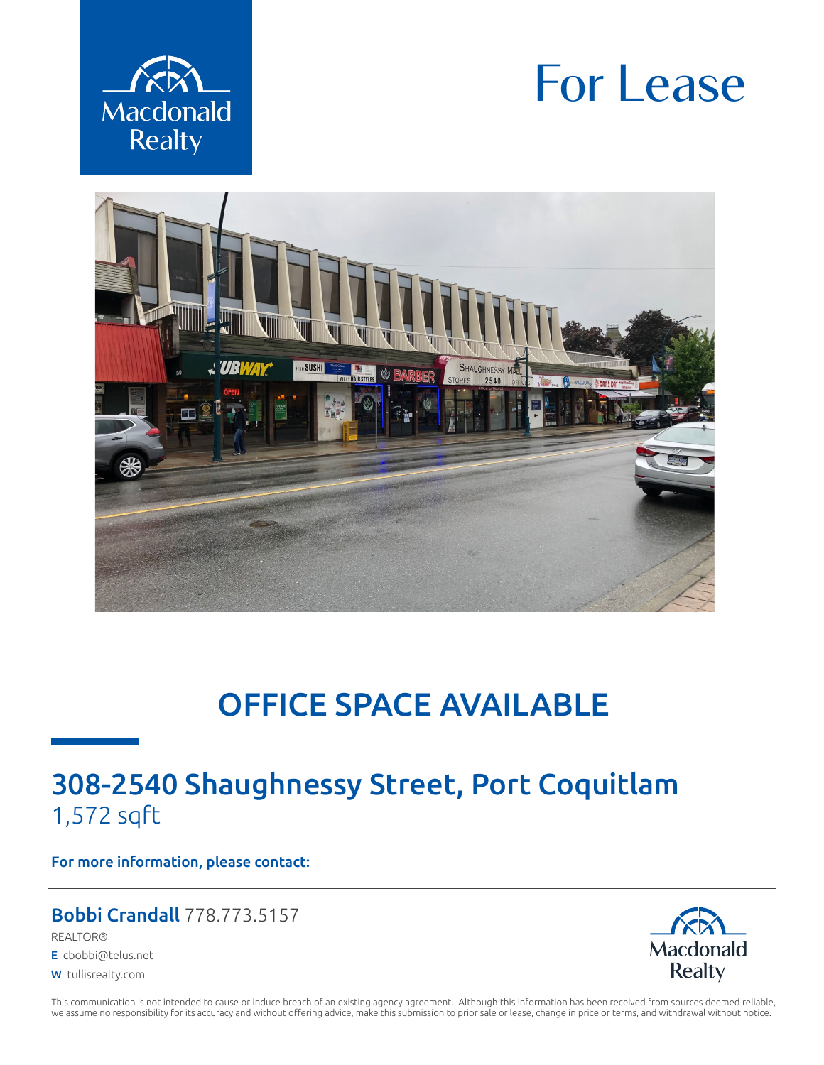Macdonald Realty

# For Lease

## OFFICE SPACE AVAILABLE

## 308-2540 Shaughnessy Street, Port Coquitlam

1,572 sqft

**For more information, please contact:**

**Bobbi Crandall** 778.773.5157

REALTOR®

**E** cbobbi@telus.net

**W** tullisrealty.com

Macdonald Realty

This communication is not intended to cause or induce breach of an existing agency agreement. Although this information has been received from sources deemed reliable, we assume no responsibility for its accuracy and without offering advice, make this submission to prior sale or lease, change in price or terms, and withdrawal without notice.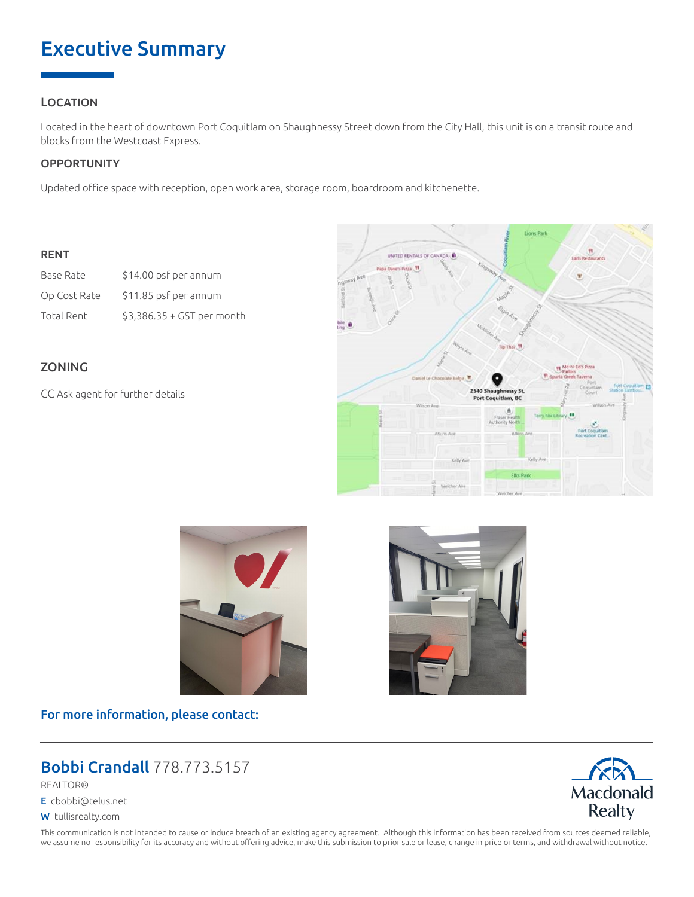# Executive Summary

## LOCATION

Located in the heart of downtown Port Coquitlam on Shaughnessy Street down from the City Hall, this unit is on a transit route and blocks from the Westcoast Express.

## OPPORTUNITY

Updated office space with reception, open work area, storage room, boardroom and kitchenette.

## RENT

| | |
|---|---|
| Base Rate | $14.00 psf per annum |
| Op Cost Rate | $11.85 psf per annum |
| Total Rent | $3,386.35 + GST per month |

## ZONING

CC Ask agent for further details

**For more information, please contact:**

**Bobbi Crandall** 778.773.5157

REALTOR®

**E** cbobbi@telus.net

**W** tullisrealty.com

Macdonald Realty

This communication is not intended to cause or induce breach of an existing agency agreement. Although this information has been received from sources deemed reliable, we assume no responsibility for its accuracy and without offering advice, make this submission to prior sale or lease, change in price or terms, and withdrawal without notice.